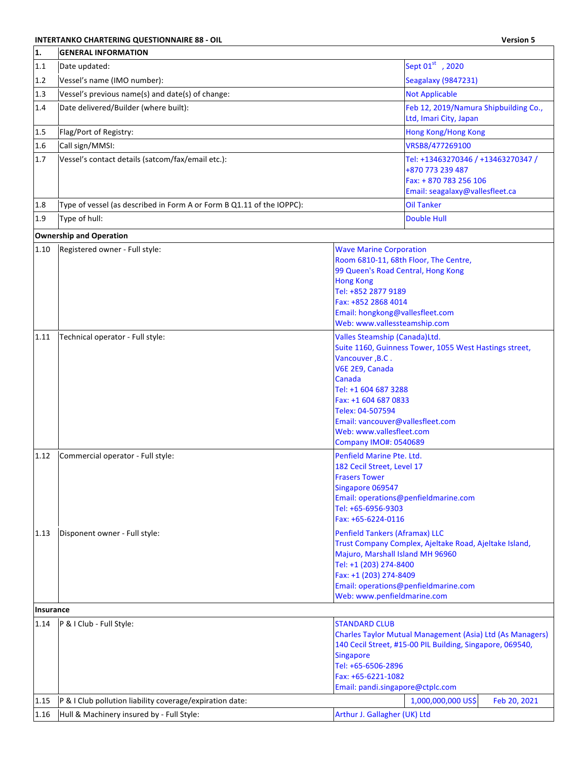**INTERTANKO CHARTERING QUESTIONNAIRE 88 - OIL** **Version 5**

| 1. | GENERAL INFORMATION | | |
|---|---|---|---|
| 1.1 | Date updated: | Sept 01st , 2020 | |
| 1.2 | Vessel's name (IMO number): | Seagalaxy (9847231) | |
| 1.3 | Vessel's previous name(s) and date(s) of change: | Not Applicable | |
| 1.4 | Date delivered/Builder (where built): | Feb 12, 2019/Namura Shipbuilding Co., Ltd, Imari City, Japan | |
| 1.5 | Flag/Port of Registry: | Hong Kong/Hong Kong | |
| 1.6 | Call sign/MMSI: | VRSB8/477269100 | |
| 1.7 | Vessel's contact details (satcom/fax/email etc.): | Tel: +13463270346 / +13463270347 / +870 773 239 487<br>Fax: + 870 783 256 106<br>Email: seagalaxy@vallesfleet.ca | |
| 1.8 | Type of vessel (as described in Form A or Form B Q1.11 of the IOPPC): | Oil Tanker | |
| 1.9 | Type of hull: | Double Hull | |
| **Ownership and Operation** | | | |
| 1.10 | Registered owner - Full style: | Wave Marine Corporation<br>Room 6810-11, 68th Floor, The Centre,<br>99 Queen's Road Central, Hong Kong<br>Hong Kong<br>Tel: +852 2877 9189<br>Fax: +852 2868 4014<br>Email: hongkong@vallesfleet.com<br>Web: www.vallessteamship.com | |
| 1.11 | Technical operator - Full style: | Valles Steamship (Canada)Ltd.<br>Suite 1160, Guinness Tower, 1055 West Hastings street,<br>Vancouver ,B.C .<br>V6E 2E9, Canada<br>Canada<br>Tel: +1 604 687 3288<br>Fax: +1 604 687 0833<br>Telex: 04-507594<br>Email: vancouver@vallesfleet.com<br>Web: www.vallesfleet.com<br>Company IMO#: 0540689 | |
| 1.12 | Commercial operator - Full style: | Penfield Marine Pte. Ltd.<br>182 Cecil Street, Level 17<br>Frasers Tower<br>Singapore 069547<br>Email: operations@penfieldmarine.com<br>Tel: +65-6956-9303<br>Fax: +65-6224-0116 | |
| 1.13 | Disponent owner - Full style: | Penfield Tankers (Aframax) LLC<br>Trust Company Complex, Ajeltake Road, Ajeltake Island,<br>Majuro, Marshall Island MH 96960<br>Tel: +1 (203) 274-8400<br>Fax: +1 (203) 274-8409<br>Email: operations@penfieldmarine.com<br>Web: www.penfieldmarine.com | |
| **Insurance** | | | |
| 1.14 | P & I Club - Full Style: | STANDARD CLUB<br>Charles Taylor Mutual Management (Asia) Ltd (As Managers)<br>140 Cecil Street, #15-00 PIL Building, Singapore, 069540,<br>Singapore<br>Tel: +65-6506-2896<br>Fax: +65-6221-1082<br>Email: pandi.singapore@ctplc.com | |
| 1.15 | P & I Club pollution liability coverage/expiration date: | 1,000,000,000 US$ | Feb 20, 2021 |
| 1.16 | Hull & Machinery insured by - Full Style: | Arthur J. Gallagher (UK) Ltd | |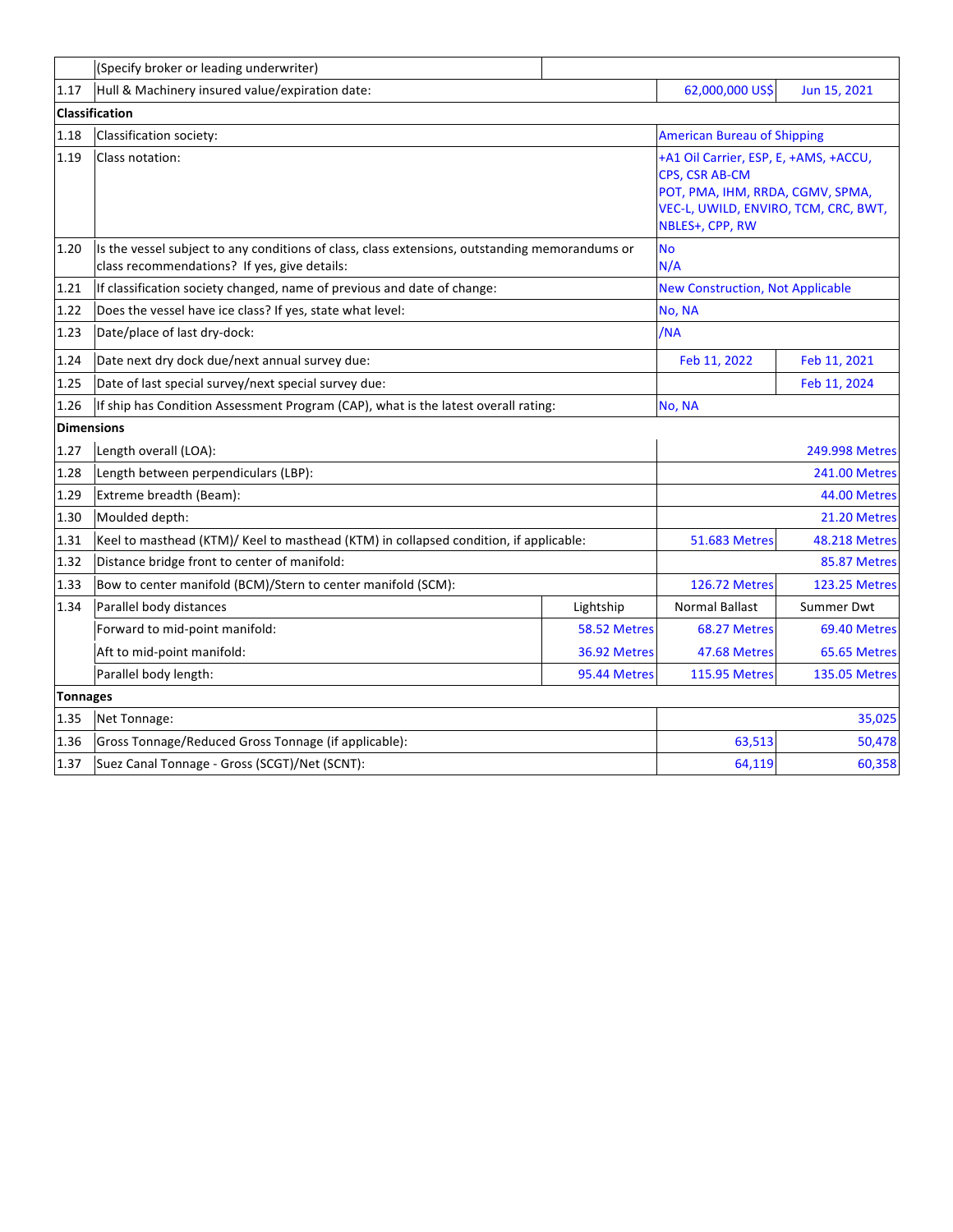| | | | | |
|---|---|---|---|---|
| | (Specify broker or leading underwriter) | | | |
| 1.17 | Hull & Machinery insured value/expiration date: | | 62,000,000 US$ | Jun 15, 2021 |
| **Classification** | | | | |
| 1.18 | Classification society: | | American Bureau of Shipping | |
| 1.19 | Class notation: | | +A1 Oil Carrier, ESP, E, +AMS, +ACCU, CPS, CSR AB-CM POT, PMA, IHM, RRDA, CGMV, SPMA, VEC-L, UWILD, ENVIRO, TCM, CRC, BWT, NBLES+, CPP, RW | |
| 1.20 | Is the vessel subject to any conditions of class, class extensions, outstanding memorandums or class recommendations? If yes, give details: | | No N/A | |
| 1.21 | If classification society changed, name of previous and date of change: | | New Construction, Not Applicable | |
| 1.22 | Does the vessel have ice class? If yes, state what level: | | No, NA | |
| 1.23 | Date/place of last dry-dock: | | /NA | |
| 1.24 | Date next dry dock due/next annual survey due: | | Feb 11, 2022 | Feb 11, 2021 |
| 1.25 | Date of last special survey/next special survey due: | | | Feb 11, 2024 |
| 1.26 | If ship has Condition Assessment Program (CAP), what is the latest overall rating: | | No, NA | |
| **Dimensions** | | | | |
| 1.27 | Length overall (LOA): | | | 249.998 Metres |
| 1.28 | Length between perpendiculars (LBP): | | | 241.00 Metres |
| 1.29 | Extreme breadth (Beam): | | | 44.00 Metres |
| 1.30 | Moulded depth: | | | 21.20 Metres |
| 1.31 | Keel to masthead (KTM)/ Keel to masthead (KTM) in collapsed condition, if applicable: | | 51.683 Metres | 48.218 Metres |
| 1.32 | Distance bridge front to center of manifold: | | | 85.87 Metres |
| 1.33 | Bow to center manifold (BCM)/Stern to center manifold (SCM): | | 126.72 Metres | 123.25 Metres |
| 1.34 | Parallel body distances | Lightship | Normal Ballast | Summer Dwt |
| | Forward to mid-point manifold: | 58.52 Metres | 68.27 Metres | 69.40 Metres |
| | Aft to mid-point manifold: | 36.92 Metres | 47.68 Metres | 65.65 Metres |
| | Parallel body length: | 95.44 Metres | 115.95 Metres | 135.05 Metres |
| **Tonnages** | | | | |
| 1.35 | Net Tonnage: | | | 35,025 |
| 1.36 | Gross Tonnage/Reduced Gross Tonnage (if applicable): | | 63,513 | 50,478 |
| 1.37 | Suez Canal Tonnage - Gross (SCGT)/Net (SCNT): | | 64,119 | 60,358 |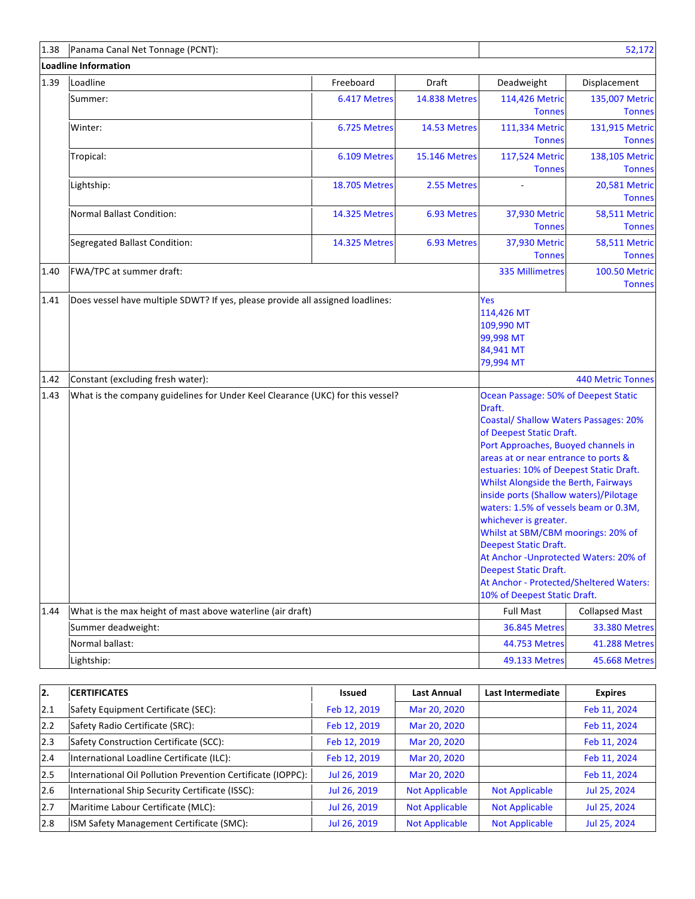| | | | | | |
|---|---|---|---|---|---|
| 1.38 | Panama Canal Net Tonnage (PCNT): | | | | 52,172 |
| **Loadline Information** | | | | | |
| 1.39 | Loadline | Freeboard | Draft | Deadweight | Displacement |
| | Summer: | 6.417 Metres | 14.838 Metres | 114,426 Metric Tonnes | 135,007 Metric Tonnes |
| | Winter: | 6.725 Metres | 14.53 Metres | 111,334 Metric Tonnes | 131,915 Metric Tonnes |
| | Tropical: | 6.109 Metres | 15.146 Metres | 117,524 Metric Tonnes | 138,105 Metric Tonnes |
| | Lightship: | 18.705 Metres | 2.55 Metres | - | 20,581 Metric Tonnes |
| | Normal Ballast Condition: | 14.325 Metres | 6.93 Metres | 37,930 Metric Tonnes | 58,511 Metric Tonnes |
| | Segregated Ballast Condition: | 14.325 Metres | 6.93 Metres | 37,930 Metric Tonnes | 58,511 Metric Tonnes |
| 1.40 | FWA/TPC at summer draft: | | | 335 Millimetres | 100.50 Metric Tonnes |
| 1.41 | Does vessel have multiple SDWT? If yes, please provide all assigned loadlines: | | | Yes<br>114,426 MT<br>109,990 MT<br>99,998 MT<br>84,941 MT<br>79,994 MT | |
| 1.42 | Constant (excluding fresh water): | | | | 440 Metric Tonnes |
| 1.43 | What is the company guidelines for Under Keel Clearance (UKC) for this vessel? | | | Ocean Passage: 50% of Deepest Static Draft.<br>Coastal/ Shallow Waters Passages: 20% of Deepest Static Draft.<br>Port Approaches, Buoyed channels in areas at or near entrance to ports & estuaries: 10% of Deepest Static Draft.<br>Whilst Alongside the Berth, Fairways inside ports (Shallow waters)/Pilotage waters: 1.5% of vessels beam or 0.3M, whichever is greater.<br>Whilst at SBM/CBM moorings: 20% of Deepest Static Draft.<br>At Anchor -Unprotected Waters: 20% of Deepest Static Draft.<br>At Anchor - Protected/Sheltered Waters: 10% of Deepest Static Draft. | |
| 1.44 | What is the max height of mast above waterline (air draft) | | | Full Mast | Collapsed Mast |
| | Summer deadweight: | | | 36.845 Metres | 33.380 Metres |
| | Normal ballast: | | | 44.753 Metres | 41.288 Metres |
| | Lightship: | | | 49.133 Metres | 45.668 Metres |

| **2.** | **CERTIFICATES** | **Issued** | **Last Annual** | **Last Intermediate** | **Expires** |
|---|---|---|---|---|---|
| 2.1 | Safety Equipment Certificate (SEC): | Feb 12, 2019 | Mar 20, 2020 | | Feb 11, 2024 |
| 2.2 | Safety Radio Certificate (SRC): | Feb 12, 2019 | Mar 20, 2020 | | Feb 11, 2024 |
| 2.3 | Safety Construction Certificate (SCC): | Feb 12, 2019 | Mar 20, 2020 | | Feb 11, 2024 |
| 2.4 | International Loadline Certificate (ILC): | Feb 12, 2019 | Mar 20, 2020 | | Feb 11, 2024 |
| 2.5 | International Oil Pollution Prevention Certificate (IOPPC): | Jul 26, 2019 | Mar 20, 2020 | | Feb 11, 2024 |
| 2.6 | International Ship Security Certificate (ISSC): | Jul 26, 2019 | Not Applicable | Not Applicable | Jul 25, 2024 |
| 2.7 | Maritime Labour Certificate (MLC): | Jul 26, 2019 | Not Applicable | Not Applicable | Jul 25, 2024 |
| 2.8 | ISM Safety Management Certificate (SMC): | Jul 26, 2019 | Not Applicable | Not Applicable | Jul 25, 2024 |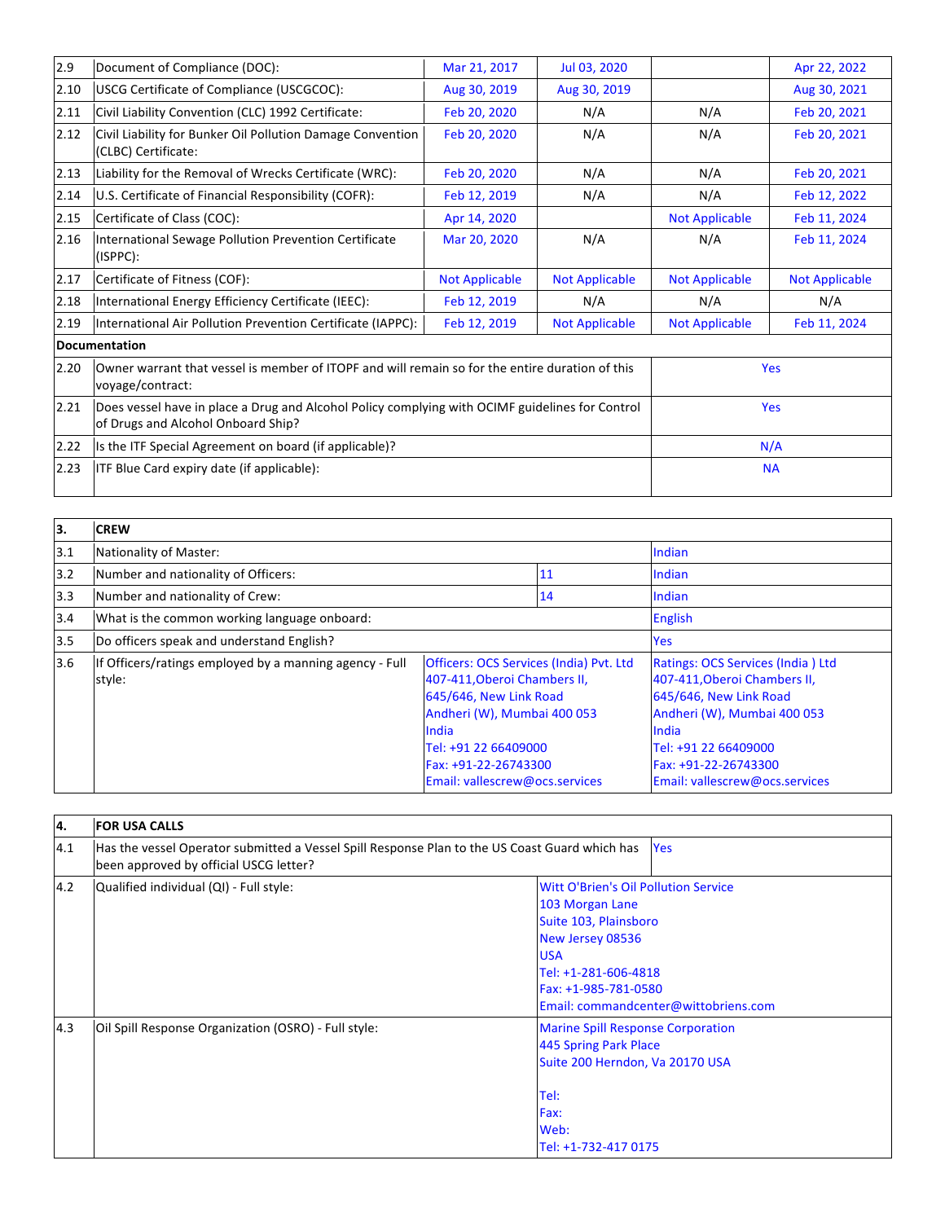| | | | | | |
|---|---|---|---|---|---|
| 2.9 | Document of Compliance (DOC): | Mar 21, 2017 | Jul 03, 2020 | | Apr 22, 2022 |
| 2.10 | USCG Certificate of Compliance (USCGCOC): | Aug 30, 2019 | Aug 30, 2019 | | Aug 30, 2021 |
| 2.11 | Civil Liability Convention (CLC) 1992 Certificate: | Feb 20, 2020 | N/A | N/A | Feb 20, 2021 |
| 2.12 | Civil Liability for Bunker Oil Pollution Damage Convention (CLBC) Certificate: | Feb 20, 2020 | N/A | N/A | Feb 20, 2021 |
| 2.13 | Liability for the Removal of Wrecks Certificate (WRC): | Feb 20, 2020 | N/A | N/A | Feb 20, 2021 |
| 2.14 | U.S. Certificate of Financial Responsibility (COFR): | Feb 12, 2019 | N/A | N/A | Feb 12, 2022 |
| 2.15 | Certificate of Class (COC): | Apr 14, 2020 | | Not Applicable | Feb 11, 2024 |
| 2.16 | International Sewage Pollution Prevention Certificate (ISPPC): | Mar 20, 2020 | N/A | N/A | Feb 11, 2024 |
| 2.17 | Certificate of Fitness (COF): | Not Applicable | Not Applicable | Not Applicable | Not Applicable |
| 2.18 | International Energy Efficiency Certificate (IEEC): | Feb 12, 2019 | N/A | N/A | N/A |
| 2.19 | International Air Pollution Prevention Certificate (IAPPC): | Feb 12, 2019 | Not Applicable | Not Applicable | Feb 11, 2024 |
| **Documentation** | | | | | |
| 2.20 | Owner warrant that vessel is member of ITOPF and will remain so for the entire duration of this voyage/contract: | | | Yes | |
| 2.21 | Does vessel have in place a Drug and Alcohol Policy complying with OCIMF guidelines for Control of Drugs and Alcohol Onboard Ship? | | | Yes | |
| 2.22 | Is the ITF Special Agreement on board (if applicable)? | | | N/A | |
| 2.23 | ITF Blue Card expiry date (if applicable): | | | NA | |

| **3.** | **CREW** | | |
|---|---|---|---|
| 3.1 | Nationality of Master: | | Indian |
| 3.2 | Number and nationality of Officers: | 11 | Indian |
| 3.3 | Number and nationality of Crew: | 14 | Indian |
| 3.4 | What is the common working language onboard: | | English |
| 3.5 | Do officers speak and understand English? | | Yes |
| 3.6 | If Officers/ratings employed by a manning agency - Full style: | Officers: OCS Services (India) Pvt. Ltd<br>407-411,Oberoi Chambers II,<br>645/646, New Link Road<br>Andheri (W), Mumbai 400 053<br>India<br>Tel: +91 22 66409000<br>Fax: +91-22-26743300<br>Email: vallescrew@ocs.services | Ratings: OCS Services (India ) Ltd<br>407-411,Oberoi Chambers II,<br>645/646, New Link Road<br>Andheri (W), Mumbai 400 053<br>India<br>Tel: +91 22 66409000<br>Fax: +91-22-26743300<br>Email: vallescrew@ocs.services |

| **4.** | **FOR USA CALLS** | |
|---|---|---|
| 4.1 | Has the vessel Operator submitted a Vessel Spill Response Plan to the US Coast Guard which has been approved by official USCG letter? | Yes |
| 4.2 | Qualified individual (QI) - Full style: | Witt O'Brien's Oil Pollution Service<br>103 Morgan Lane<br>Suite 103, Plainsboro<br>New Jersey 08536<br>USA<br>Tel: +1-281-606-4818<br>Fax: +1-985-781-0580<br>Email: commandcenter@wittobriens.com |
| 4.3 | Oil Spill Response Organization (OSRO) - Full style: | Marine Spill Response Corporation<br>445 Spring Park Place<br>Suite 200 Herndon, Va 20170 USA<br><br>Tel:<br>Fax:<br>Web:<br>Tel: +1-732-417 0175 |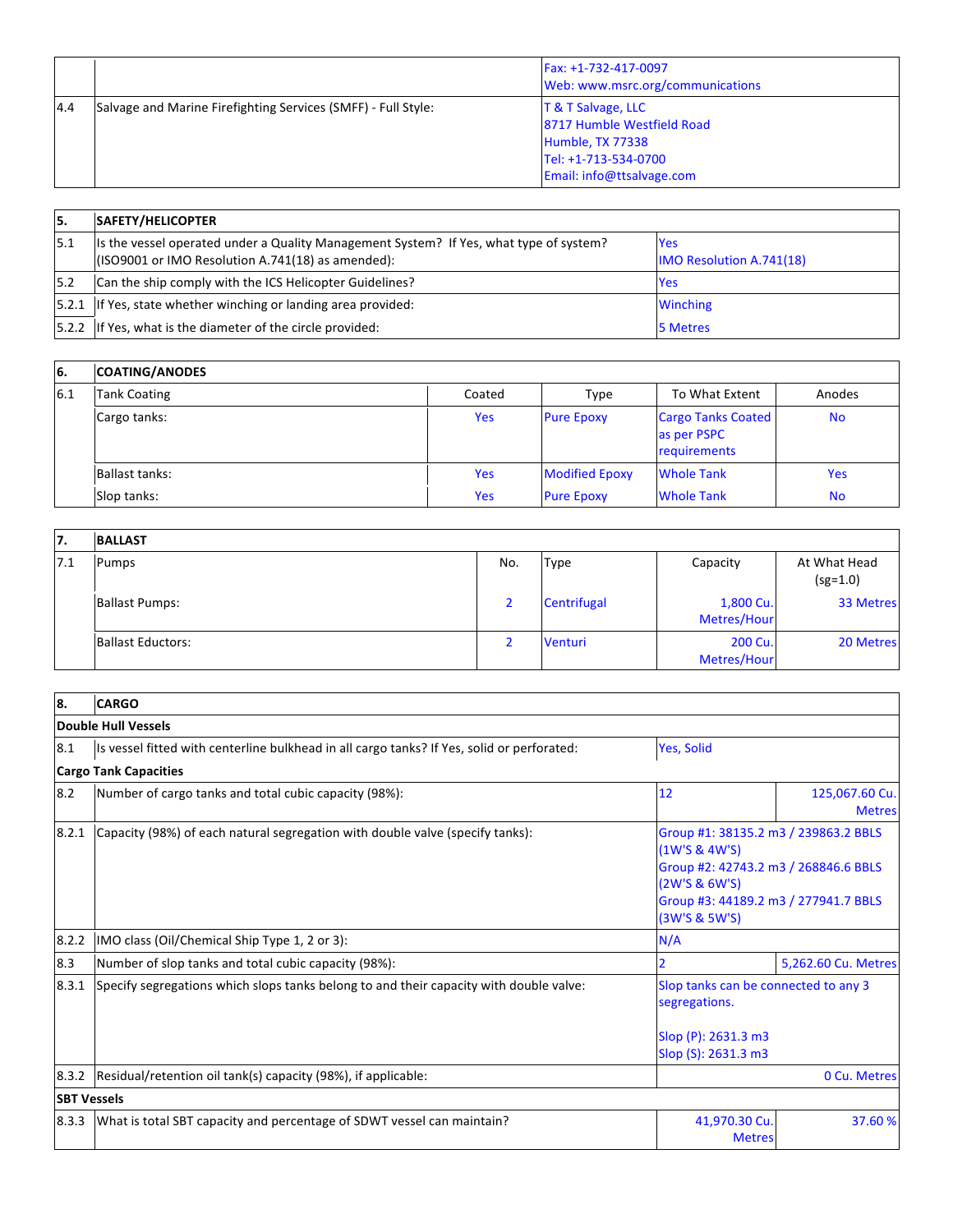|  |  |  |
|---|---|---|
|  |  | Fax: +1-732-417-0097<br>Web: www.msrc.org/communications |
| 4.4 | Salvage and Marine Firefighting Services (SMFF) - Full Style: | T & T Salvage, LLC<br>8717 Humble Westfield Road<br>Humble, TX 77338<br>Tel: +1-713-534-0700<br>Email: info@ttsalvage.com |

| 5. | SAFETY/HELICOPTER |  |
|---|---|---|
| 5.1 | Is the vessel operated under a Quality Management System? If Yes, what type of system? (ISO9001 or IMO Resolution A.741(18) as amended): | Yes<br>IMO Resolution A.741(18) |
| 5.2 | Can the ship comply with the ICS Helicopter Guidelines? | Yes |
| 5.2.1 | If Yes, state whether winching or landing area provided: | Winching |
| 5.2.2 | If Yes, what is the diameter of the circle provided: | 5 Metres |

| 6. | COATING/ANODES |  |  |  |  |
|---|---|---|---|---|---|
| 6.1 | Tank Coating | Coated | Type | To What Extent | Anodes |
|  | Cargo tanks: | Yes | Pure Epoxy | Cargo Tanks Coated as per PSPC requirements | No |
|  | Ballast tanks: | Yes | Modified Epoxy | Whole Tank | Yes |
|  | Slop tanks: | Yes | Pure Epoxy | Whole Tank | No |

| 7. | BALLAST |  |  |  |  |
|---|---|---|---|---|---|
| 7.1 | Pumps | No. | Type | Capacity | At What Head (sg=1.0) |
|  | Ballast Pumps: | 2 | Centrifugal | 1,800 Cu. Metres/Hour | 33 Metres |
|  | Ballast Eductors: | 2 | Venturi | 200 Cu. Metres/Hour | 20 Metres |

| 8. | CARGO |  |  |
|---|---|---|---|
| **Double Hull Vessels** |  |  |  |
| 8.1 | Is vessel fitted with centerline bulkhead in all cargo tanks? If Yes, solid or perforated: | Yes, Solid |  |
| **Cargo Tank Capacities** |  |  |  |
| 8.2 | Number of cargo tanks and total cubic capacity (98%): | 12 | 125,067.60 Cu. Metres |
| 8.2.1 | Capacity (98%) of each natural segregation with double valve (specify tanks): | Group #1: 38135.2 m3 / 239863.2 BBLS (1W'S & 4W'S)<br>Group #2: 42743.2 m3 / 268846.6 BBLS (2W'S & 6W'S)<br>Group #3: 44189.2 m3 / 277941.7 BBLS (3W'S & 5W'S) |  |
| 8.2.2 | IMO class (Oil/Chemical Ship Type 1, 2 or 3): | N/A |  |
| 8.3 | Number of slop tanks and total cubic capacity (98%): | 2 | 5,262.60 Cu. Metres |
| 8.3.1 | Specify segregations which slops tanks belong to and their capacity with double valve: | Slop tanks can be connected to any 3 segregations.<br><br>Slop (P): 2631.3 m3<br>Slop (S): 2631.3 m3 |  |
| 8.3.2 | Residual/retention oil tank(s) capacity (98%), if applicable: |  | 0 Cu. Metres |
| **SBT Vessels** |  |  |  |
| 8.3.3 | What is total SBT capacity and percentage of SDWT vessel can maintain? | 41,970.30 Cu. Metres | 37.60 % |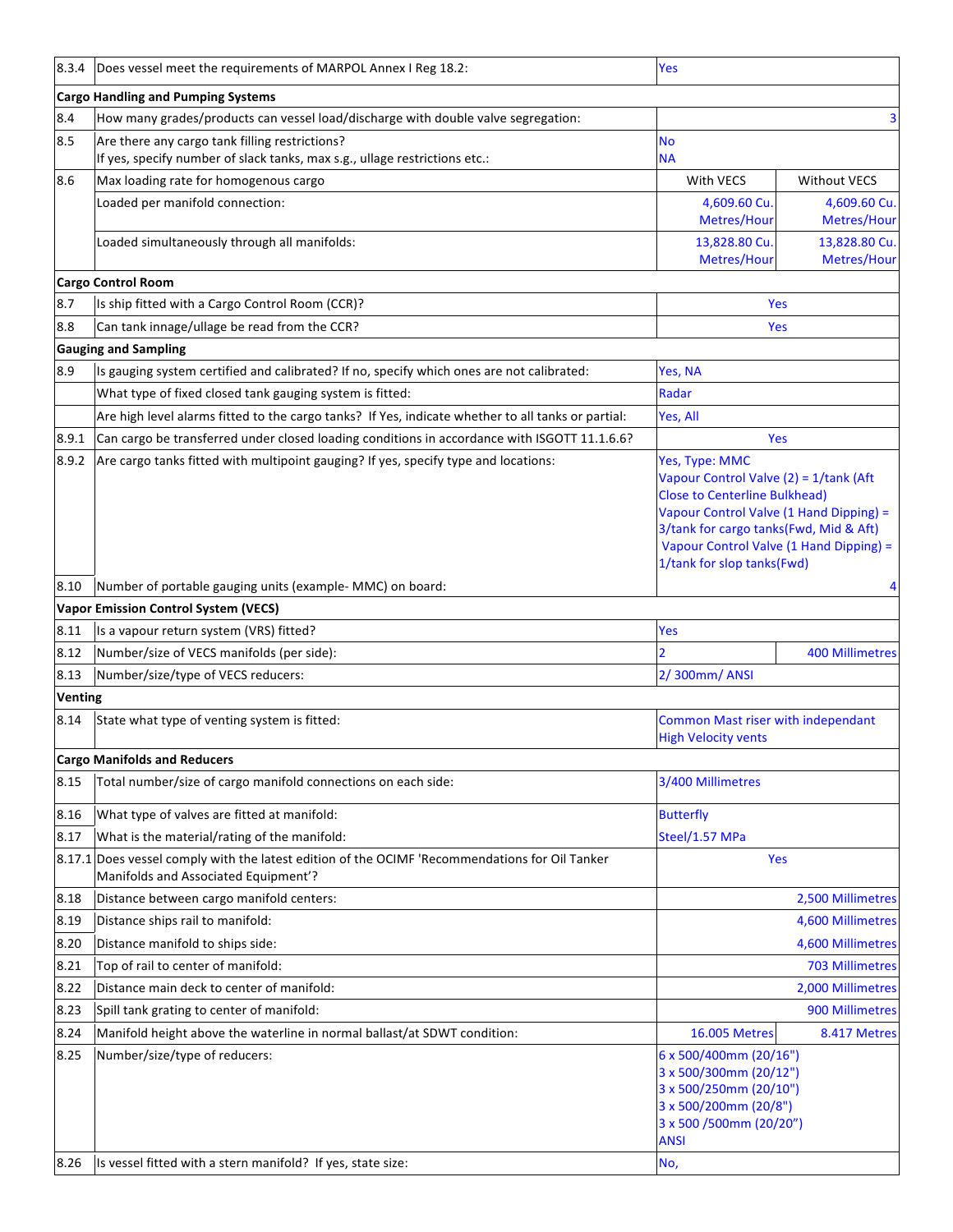| | | | |
|---|---|---|---|
| 8.3.4 | Does vessel meet the requirements of MARPOL Annex I Reg 18.2: | Yes | |
| **Cargo Handling and Pumping Systems** | | | |
| 8.4 | How many grades/products can vessel load/discharge with double valve segregation: | | 3 |
| 8.5 | Are there any cargo tank filling restrictions?<br>If yes, specify number of slack tanks, max s.g., ullage restrictions etc.: | No<br>NA | |
| 8.6 | Max loading rate for homogenous cargo | With VECS | Without VECS |
| | Loaded per manifold connection: | 4,609.60 Cu. Metres/Hour | 4,609.60 Cu. Metres/Hour |
| | Loaded simultaneously through all manifolds: | 13,828.80 Cu. Metres/Hour | 13,828.80 Cu. Metres/Hour |
| **Cargo Control Room** | | | |
| 8.7 | Is ship fitted with a Cargo Control Room (CCR)? | Yes | |
| 8.8 | Can tank innage/ullage be read from the CCR? | Yes | |
| **Gauging and Sampling** | | | |
| 8.9 | Is gauging system certified and calibrated? If no, specify which ones are not calibrated: | Yes, NA | |
| | What type of fixed closed tank gauging system is fitted: | Radar | |
| | Are high level alarms fitted to the cargo tanks? If Yes, indicate whether to all tanks or partial: | Yes, All | |
| 8.9.1 | Can cargo be transferred under closed loading conditions in accordance with ISGOTT 11.1.6.6? | Yes | |
| 8.9.2 | Are cargo tanks fitted with multipoint gauging? If yes, specify type and locations: | Yes, Type: MMC<br>Vapour Control Valve (2) = 1/tank (Aft Close to Centerline Bulkhead)<br>Vapour Control Valve (1 Hand Dipping) = 3/tank for cargo tanks(Fwd, Mid & Aft)<br>Vapour Control Valve (1 Hand Dipping) = 1/tank for slop tanks(Fwd) | |
| 8.10 | Number of portable gauging units (example- MMC) on board: | | 4 |
| **Vapor Emission Control System (VECS)** | | | |
| 8.11 | Is a vapour return system (VRS) fitted? | Yes | |
| 8.12 | Number/size of VECS manifolds (per side): | 2 | 400 Millimetres |
| 8.13 | Number/size/type of VECS reducers: | 2/ 300mm/ ANSI | |
| **Venting** | | | |
| 8.14 | State what type of venting system is fitted: | Common Mast riser with independant High Velocity vents | |
| **Cargo Manifolds and Reducers** | | | |
| 8.15 | Total number/size of cargo manifold connections on each side: | 3/400 Millimetres | |
| 8.16 | What type of valves are fitted at manifold: | Butterfly | |
| 8.17 | What is the material/rating of the manifold: | Steel/1.57 MPa | |
| 8.17.1 | Does vessel comply with the latest edition of the OCIMF 'Recommendations for Oil Tanker Manifolds and Associated Equipment'? | Yes | |
| 8.18 | Distance between cargo manifold centers: | | 2,500 Millimetres |
| 8.19 | Distance ships rail to manifold: | | 4,600 Millimetres |
| 8.20 | Distance manifold to ships side: | | 4,600 Millimetres |
| 8.21 | Top of rail to center of manifold: | | 703 Millimetres |
| 8.22 | Distance main deck to center of manifold: | | 2,000 Millimetres |
| 8.23 | Spill tank grating to center of manifold: | | 900 Millimetres |
| 8.24 | Manifold height above the waterline in normal ballast/at SDWT condition: | 16.005 Metres | 8.417 Metres |
| 8.25 | Number/size/type of reducers: | 6 x 500/400mm (20/16")<br>3 x 500/300mm (20/12")<br>3 x 500/250mm (20/10")<br>3 x 500/200mm (20/8")<br>3 x 500 /500mm (20/20")<br>ANSI | |
| 8.26 | Is vessel fitted with a stern manifold? If yes, state size: | No, | |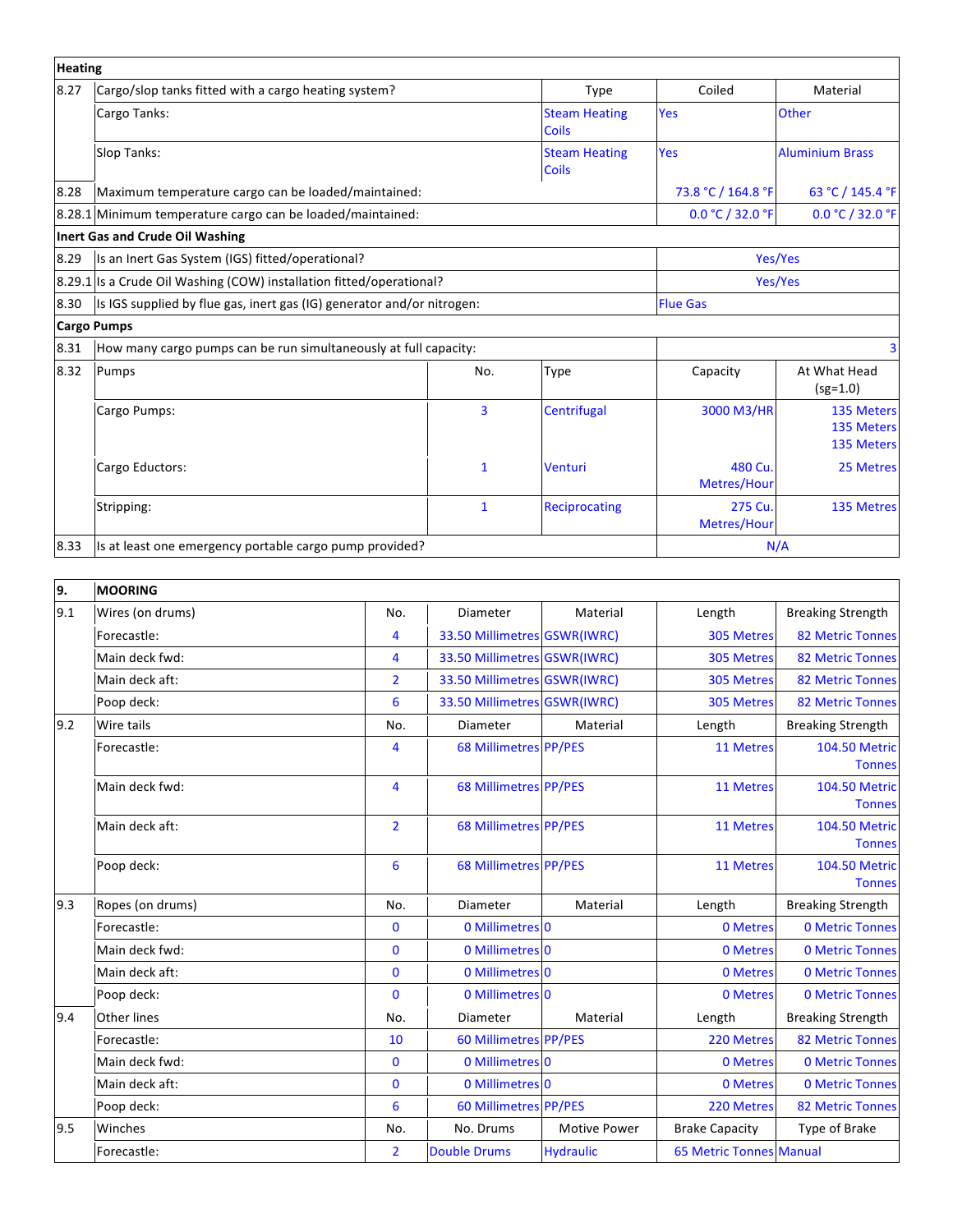| Heating | | | | | |
|---|---|---|---|---|---|
| 8.27 | Cargo/slop tanks fitted with a cargo heating system? | | Type | Coiled | Material |
| | Cargo Tanks: | | Steam Heating Coils | Yes | Other |
| | Slop Tanks: | | Steam Heating Coils | Yes | Aluminium Brass |
| 8.28 | Maximum temperature cargo can be loaded/maintained: | | | 73.8 °C / 164.8 °F | 63 °C / 145.4 °F |
| 8.28.1 | Minimum temperature cargo can be loaded/maintained: | | | 0.0 °C / 32.0 °F | 0.0 °C / 32.0 °F |
| **Inert Gas and Crude Oil Washing** | | | | | |
| 8.29 | Is an Inert Gas System (IGS) fitted/operational? | | | Yes/Yes | |
| 8.29.1 | Is a Crude Oil Washing (COW) installation fitted/operational? | | | Yes/Yes | |
| 8.30 | Is IGS supplied by flue gas, inert gas (IG) generator and/or nitrogen: | | | Flue Gas | |
| **Cargo Pumps** | | | | | |
| 8.31 | How many cargo pumps can be run simultaneously at full capacity: | | | | 3 |
| 8.32 | Pumps | No. | Type | Capacity | At What Head (sg=1.0) |
| | Cargo Pumps: | 3 | Centrifugal | 3000 M3/HR | 135 Meters 135 Meters 135 Metres |
| | Cargo Eductors: | 1 | Venturi | 480 Cu. Metres/Hour | 25 Metres |
| | Stripping: | 1 | Reciprocating | 275 Cu. Metres/Hour | 135 Metres |
| 8.33 | Is at least one emergency portable cargo pump provided? | | | N/A | |

| 9. | MOORING | | | | | |
|---|---|---|---|---|---|---|
| 9.1 | Wires (on drums) | No. | Diameter | Material | Length | Breaking Strength |
| | Forecastle: | 4 | 33.50 Millimetres | GSWR(IWRC) | 305 Metres | 82 Metric Tonnes |
| | Main deck fwd: | 4 | 33.50 Millimetres | GSWR(IWRC) | 305 Metres | 82 Metric Tonnes |
| | Main deck aft: | 2 | 33.50 Millimetres | GSWR(IWRC) | 305 Metres | 82 Metric Tonnes |
| | Poop deck: | 6 | 33.50 Millimetres | GSWR(IWRC) | 305 Metres | 82 Metric Tonnes |
| 9.2 | Wire tails | No. | Diameter | Material | Length | Breaking Strength |
| | Forecastle: | 4 | 68 Millimetres | PP/PES | 11 Metres | 104.50 Metric Tonnes |
| | Main deck fwd: | 4 | 68 Millimetres | PP/PES | 11 Metres | 104.50 Metric Tonnes |
| | Main deck aft: | 2 | 68 Millimetres | PP/PES | 11 Metres | 104.50 Metric Tonnes |
| | Poop deck: | 6 | 68 Millimetres | PP/PES | 11 Metres | 104.50 Metric Tonnes |
| 9.3 | Ropes (on drums) | No. | Diameter | Material | Length | Breaking Strength |
| | Forecastle: | 0 | 0 Millimetres | 0 | 0 Metres | 0 Metric Tonnes |
| | Main deck fwd: | 0 | 0 Millimetres | 0 | 0 Metres | 0 Metric Tonnes |
| | Main deck aft: | 0 | 0 Millimetres | 0 | 0 Metres | 0 Metric Tonnes |
| | Poop deck: | 0 | 0 Millimetres | 0 | 0 Metres | 0 Metric Tonnes |
| 9.4 | Other lines | No. | Diameter | Material | Length | Breaking Strength |
| | Forecastle: | 10 | 60 Millimetres | PP/PES | 220 Metres | 82 Metric Tonnes |
| | Main deck fwd: | 0 | 0 Millimetres | 0 | 0 Metres | 0 Metric Tonnes |
| | Main deck aft: | 0 | 0 Millimetres | 0 | 0 Metres | 0 Metric Tonnes |
| | Poop deck: | 6 | 60 Millimetres | PP/PES | 220 Metres | 82 Metric Tonnes |
| 9.5 | Winches | No. | No. Drums | Motive Power | Brake Capacity | Type of Brake |
| | Forecastle: | 2 | Double Drums | Hydraulic | 65 Metric Tonnes | Manual |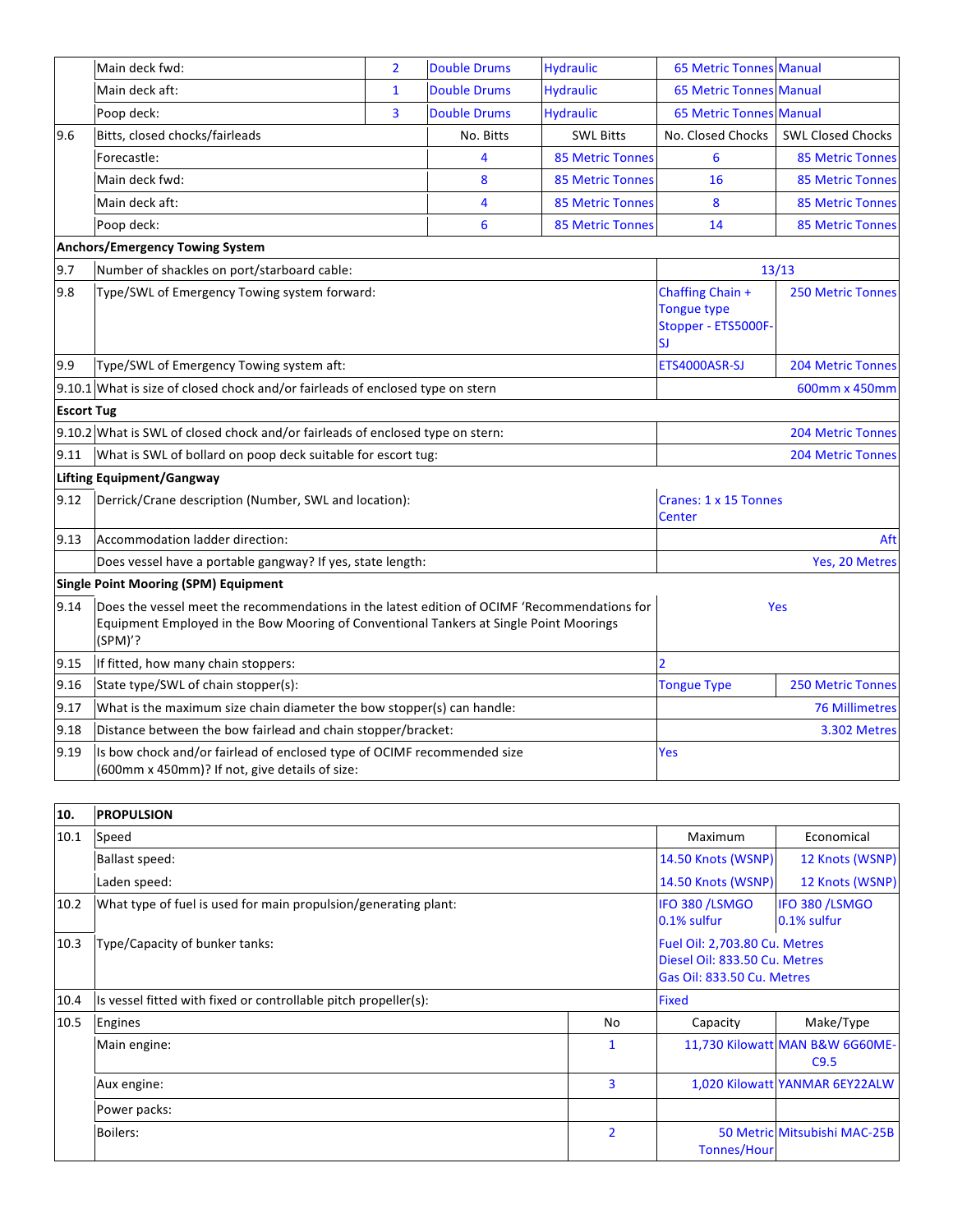|  |  |  |  |  |  |  |
|---|---|---|---|---|---|---|
|  | Main deck fwd: | 2 | Double Drums | Hydraulic | 65 Metric Tonnes | Manual |
|  | Main deck aft: | 1 | Double Drums | Hydraulic | 65 Metric Tonnes | Manual |
|  | Poop deck: | 3 | Double Drums | Hydraulic | 65 Metric Tonnes | Manual |
| 9.6 | Bitts, closed chocks/fairleads |  | No. Bitts | SWL Bitts | No. Closed Chocks | SWL Closed Chocks |
|  | Forecastle: |  | 4 | 85 Metric Tonnes | 6 | 85 Metric Tonnes |
|  | Main deck fwd: |  | 8 | 85 Metric Tonnes | 16 | 85 Metric Tonnes |
|  | Main deck aft: |  | 4 | 85 Metric Tonnes | 8 | 85 Metric Tonnes |
|  | Poop deck: |  | 6 | 85 Metric Tonnes | 14 | 85 Metric Tonnes |

**Anchors/Emergency Towing System**

|  |  |  |  |
|---|---|---|---|
| 9.7 | Number of shackles on port/starboard cable: | 13/13 |  |
| 9.8 | Type/SWL of Emergency Towing system forward: | Chaffing Chain + Tongue type Stopper - ETS5000F-SJ | 250 Metric Tonnes |
| 9.9 | Type/SWL of Emergency Towing system aft: | ETS4000ASR-SJ | 204 Metric Tonnes |
| 9.10.1 | What is size of closed chock and/or fairleads of enclosed type on stern |  | 600mm x 450mm |

**Escort Tug**

|  |  |  |
|---|---|---|
| 9.10.2 | What is SWL of closed chock and/or fairleads of enclosed type on stern: | 204 Metric Tonnes |
| 9.11 | What is SWL of bollard on poop deck suitable for escort tug: | 204 Metric Tonnes |

**Lifting Equipment/Gangway**

|  |  |  |
|---|---|---|
| 9.12 | Derrick/Crane description (Number, SWL and location): | Cranes: 1 x 15 Tonnes Center |
| 9.13 | Accommodation ladder direction: | Aft |
|  | Does vessel have a portable gangway? If yes, state length: | Yes, 20 Metres |

**Single Point Mooring (SPM) Equipment**

|  |  |  |  |
|---|---|---|---|
| 9.14 | Does the vessel meet the recommendations in the latest edition of OCIMF 'Recommendations for Equipment Employed in the Bow Mooring of Conventional Tankers at Single Point Moorings (SPM)'? | Yes |  |
| 9.15 | If fitted, how many chain stoppers: | 2 |  |
| 9.16 | State type/SWL of chain stopper(s): | Tongue Type | 250 Metric Tonnes |
| 9.17 | What is the maximum size chain diameter the bow stopper(s) can handle: |  | 76 Millimetres |
| 9.18 | Distance between the bow fairlead and chain stopper/bracket: |  | 3.302 Metres |
| 9.19 | Is bow chock and/or fairlead of enclosed type of OCIMF recommended size (600mm x 450mm)? If not, give details of size: | Yes |  |

| 10. | PROPULSION |  |  |  |
|---|---|---|---|---|
| 10.1 | Speed |  | Maximum | Economical |
|  | Ballast speed: |  | 14.50 Knots (WSNP) | 12 Knots (WSNP) |
|  | Laden speed: |  | 14.50 Knots (WSNP) | 12 Knots (WSNP) |
| 10.2 | What type of fuel is used for main propulsion/generating plant: |  | IFO 380 /LSMGO 0.1% sulfur | IFO 380 /LSMGO 0.1% sulfur |
| 10.3 | Type/Capacity of bunker tanks: |  | Fuel Oil: 2,703.80 Cu. Metres<br>Diesel Oil: 833.50 Cu. Metres<br>Gas Oil: 833.50 Cu. Metres |  |
| 10.4 | Is vessel fitted with fixed or controllable pitch propeller(s): |  | Fixed |  |
| 10.5 | Engines | No | Capacity | Make/Type |
|  | Main engine: | 1 | 11,730 Kilowatt | MAN B&W 6G60ME-C9.5 |
|  | Aux engine: | 3 | 1,020 Kilowatt | YANMAR 6EY22ALW |
|  | Power packs: |  |  |  |
|  | Boilers: | 2 | 50 Metric Tonnes/Hour | Mitsubishi MAC-25B |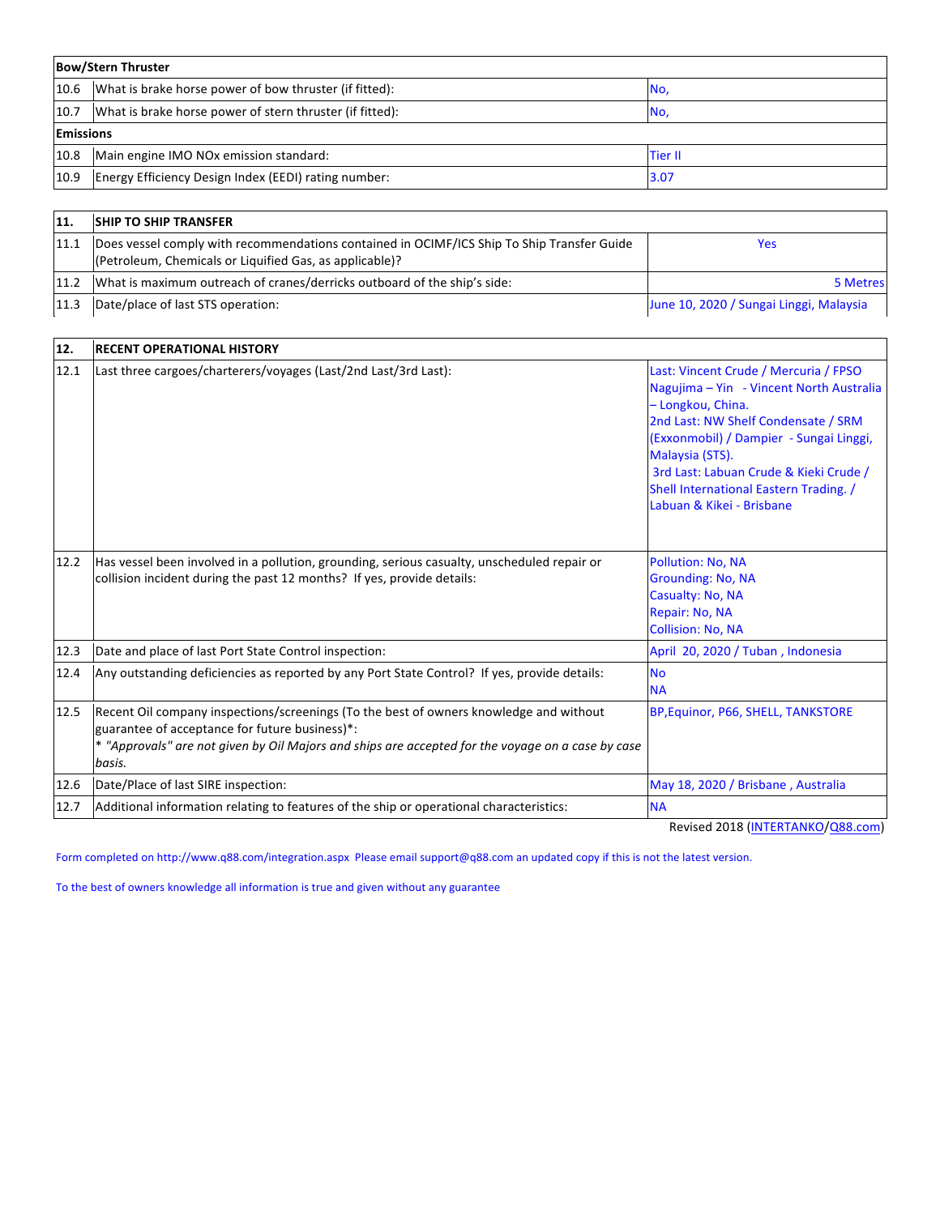| | | |
|---|---|---|
| **Bow/Stern Thruster** | | |
| 10.6 | What is brake horse power of bow thruster (if fitted): | No, |
| 10.7 | What is brake horse power of stern thruster (if fitted): | No, |
| **Emissions** | | |
| 10.8 | Main engine IMO NOx emission standard: | Tier II |
| 10.9 | Energy Efficiency Design Index (EEDI) rating number: | 3.07 |

| | | |
|---|---|---|
| **11.** | **SHIP TO SHIP TRANSFER** | |
| 11.1 | Does vessel comply with recommendations contained in OCIMF/ICS Ship To Ship Transfer Guide (Petroleum, Chemicals or Liquified Gas, as applicable)? | Yes |
| 11.2 | What is maximum outreach of cranes/derricks outboard of the ship's side: | 5 Metres |
| 11.3 | Date/place of last STS operation: | June 10, 2020 / Sungai Linggi, Malaysia |

| | | |
|---|---|---|
| **12.** | **RECENT OPERATIONAL HISTORY** | |
| 12.1 | Last three cargoes/charterers/voyages (Last/2nd Last/3rd Last): | Last: Vincent Crude / Mercuria / FPSO Nagujima – Yin - Vincent North Australia – Longkou, China.<br>2nd Last: NW Shelf Condensate / SRM (Exxonmobil) / Dampier - Sungai Linggi, Malaysia (STS).<br>3rd Last: Labuan Crude & Kieki Crude / Shell International Eastern Trading. / Labuan & Kikei - Brisbane |
| 12.2 | Has vessel been involved in a pollution, grounding, serious casualty, unscheduled repair or collision incident during the past 12 months? If yes, provide details: | Pollution: No, NA<br>Grounding: No, NA<br>Casualty: No, NA<br>Repair: No, NA<br>Collision: No, NA |
| 12.3 | Date and place of last Port State Control inspection: | April 20, 2020 / Tuban , Indonesia |
| 12.4 | Any outstanding deficiencies as reported by any Port State Control? If yes, provide details: | No<br>NA |
| 12.5 | Recent Oil company inspections/screenings (To the best of owners knowledge and without guarantee of acceptance for future business)*:<br>* *"Approvals" are not given by Oil Majors and ships are accepted for the voyage on a case by case basis.* | BP,Equinor, P66, SHELL, TANKSTORE |
| 12.6 | Date/Place of last SIRE inspection: | May 18, 2020 / Brisbane , Australia |
| 12.7 | Additional information relating to features of the ship or operational characteristics: | NA |

Revised 2018 (INTERTANKO/Q88.com)

Form completed on http://www.q88.com/integration.aspx Please email support@q88.com an updated copy if this is not the latest version.

To the best of owners knowledge all information is true and given without any guarantee